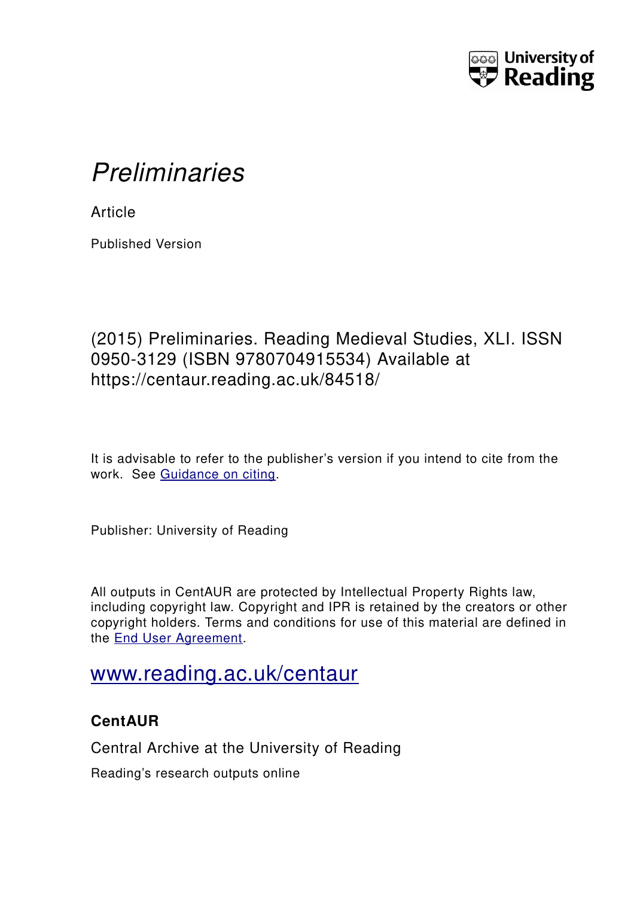University of Reading

# *Preliminaries*

Article

Published Version

(2015) Preliminaries. Reading Medieval Studies, XLI. ISSN 0950-3129 (ISBN 9780704915534) Available at https://centaur.reading.ac.uk/84518/

It is advisable to refer to the publisher's version if you intend to cite from the work. See Guidance on citing.

Publisher: University of Reading

All outputs in CentAUR are protected by Intellectual Property Rights law, including copyright law. Copyright and IPR is retained by the creators or other copyright holders. Terms and conditions for use of this material are defined in the End User Agreement.

www.reading.ac.uk/centaur

**CentAUR**

Central Archive at the University of Reading

Reading's research outputs online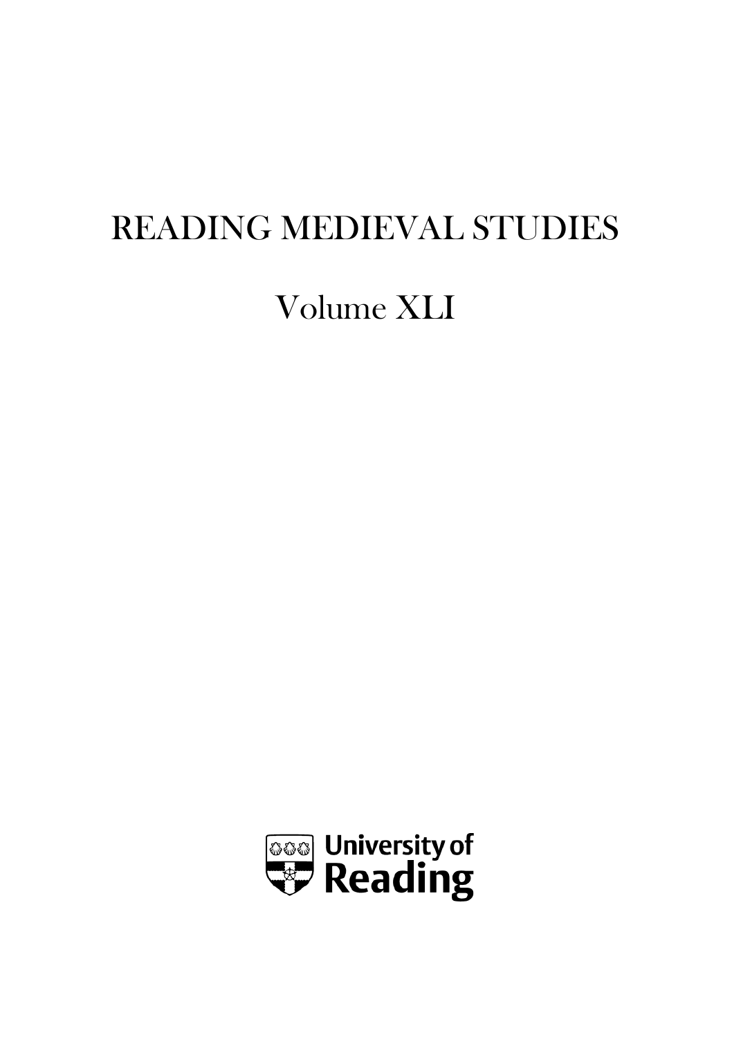# READING MEDIEVAL STUDIES

Volume XLI

University of Reading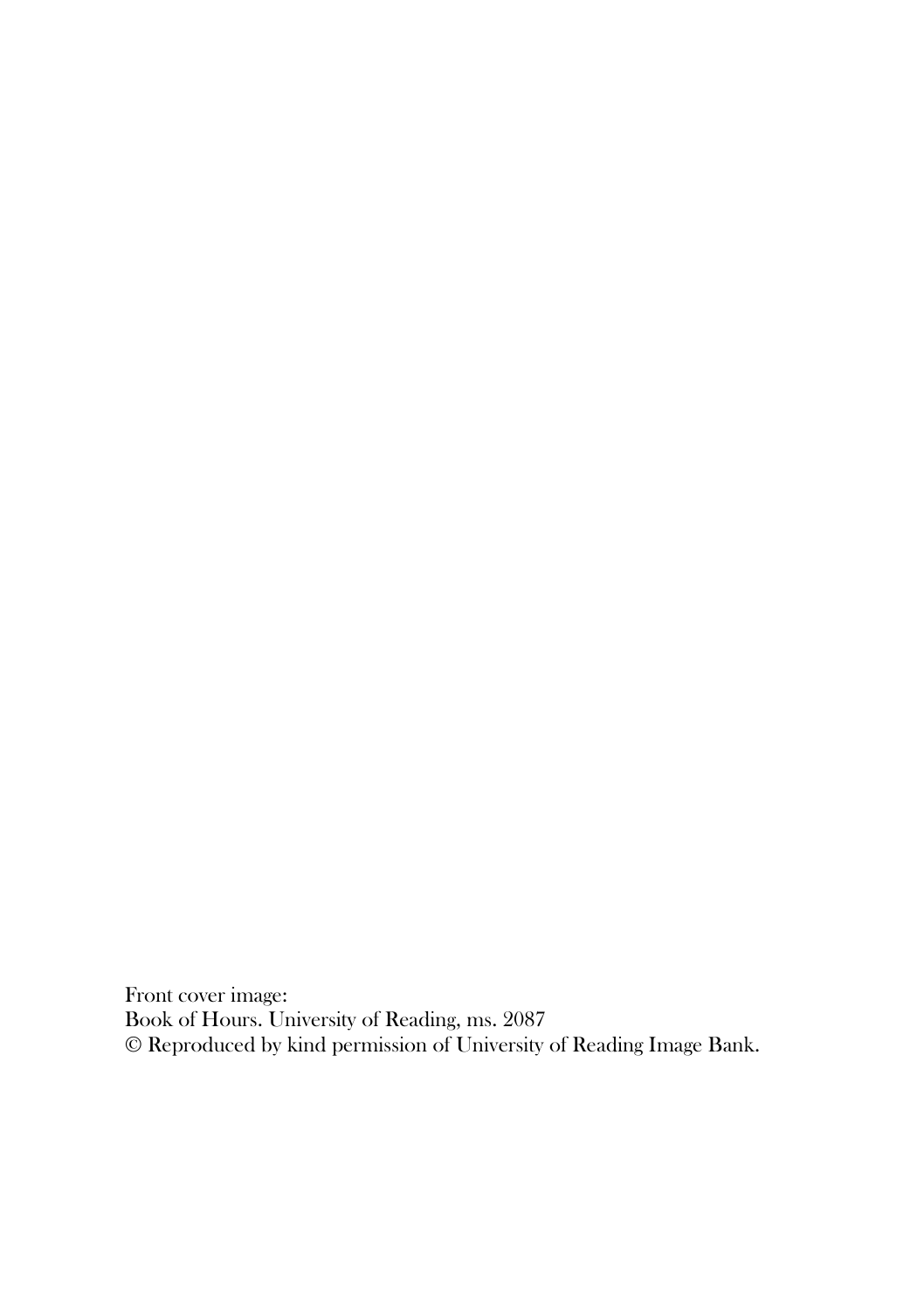Front cover image:
Book of Hours. University of Reading, ms. 2087
© Reproduced by kind permission of University of Reading Image Bank.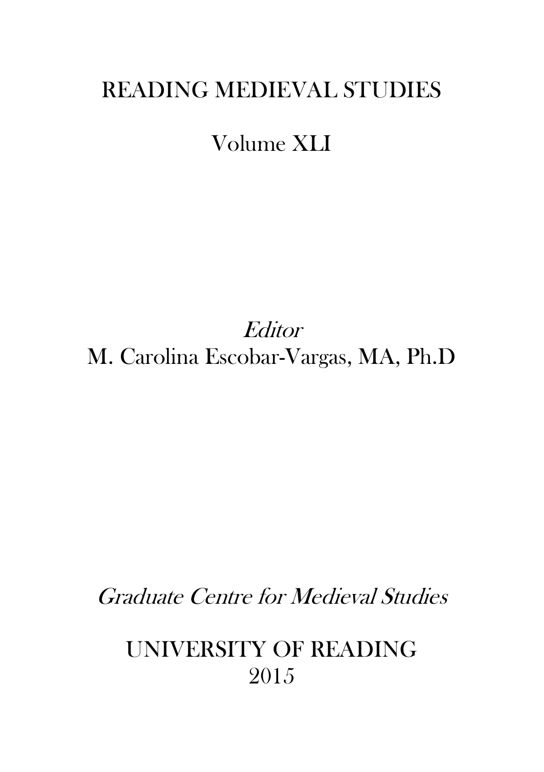# READING MEDIEVAL STUDIES

## Volume XLI

*Editor*

M. Carolina Escobar-Vargas, MA, Ph.D

*Graduate Centre for Medieval Studies*

UNIVERSITY OF READING

2015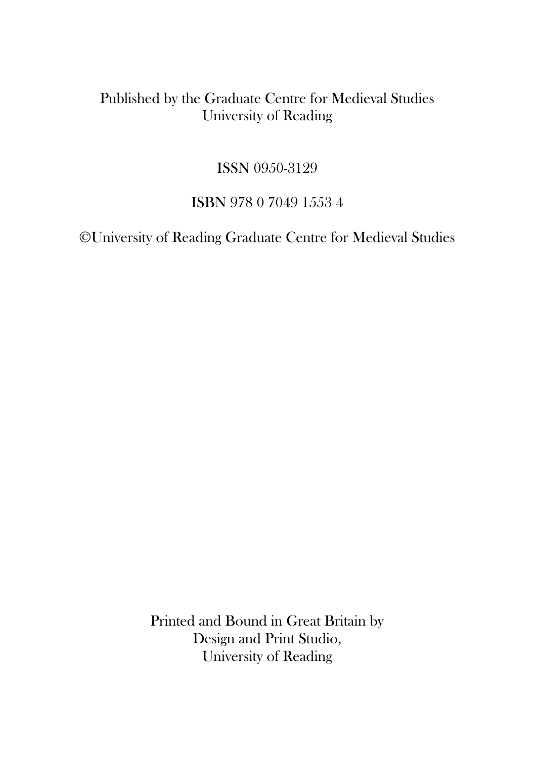Published by the Graduate Centre for Medieval Studies
University of Reading

ISSN 0950-3129

ISBN 978 0 7049 1553 4

©University of Reading Graduate Centre for Medieval Studies

Printed and Bound in Great Britain by
Design and Print Studio,
University of Reading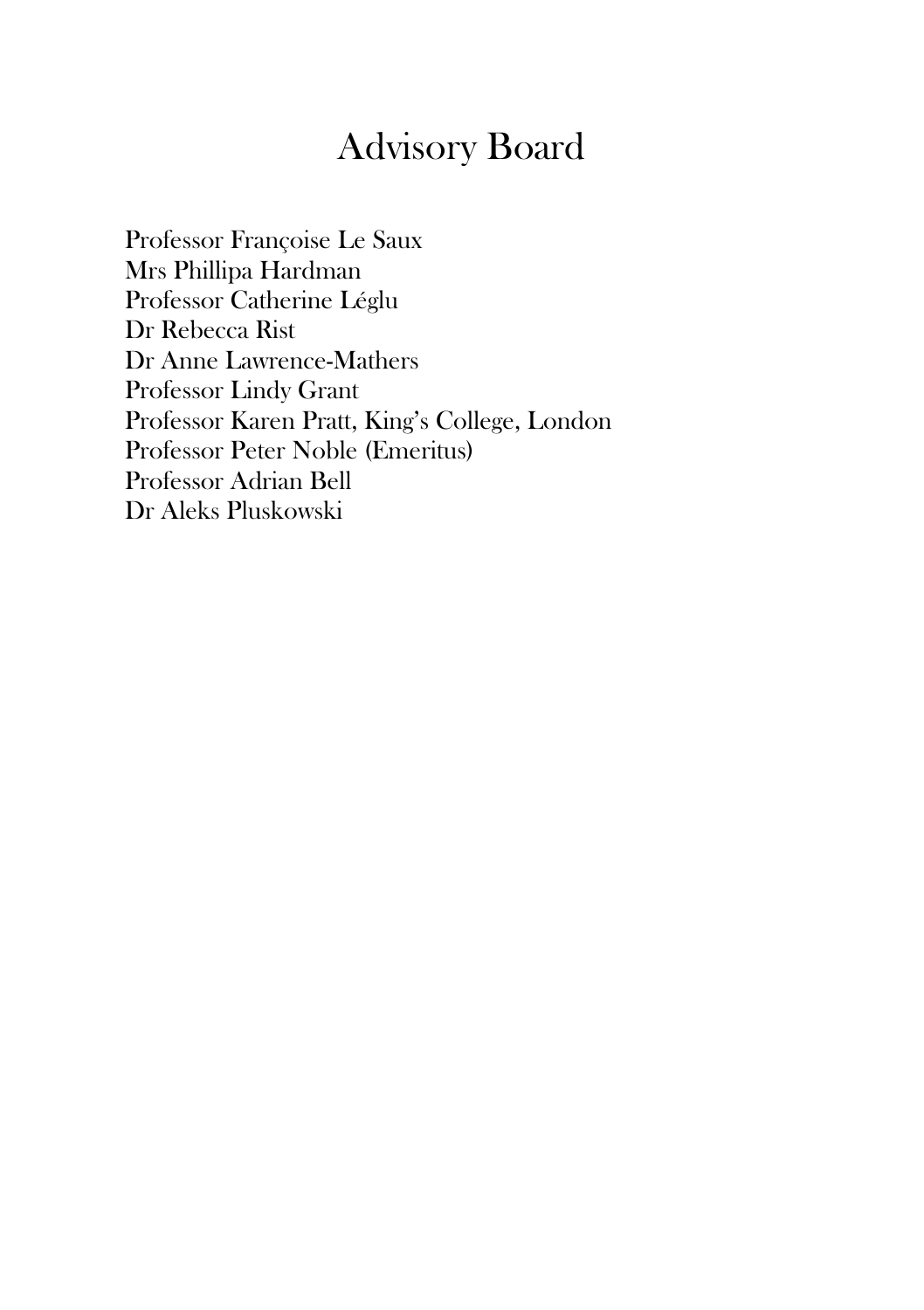# Advisory Board

Professor Françoise Le Saux  
Mrs Phillipa Hardman  
Professor Catherine Léglu  
Dr Rebecca Rist  
Dr Anne Lawrence-Mathers  
Professor Lindy Grant  
Professor Karen Pratt, King's College, London  
Professor Peter Noble (Emeritus)  
Professor Adrian Bell  
Dr Aleks Pluskowski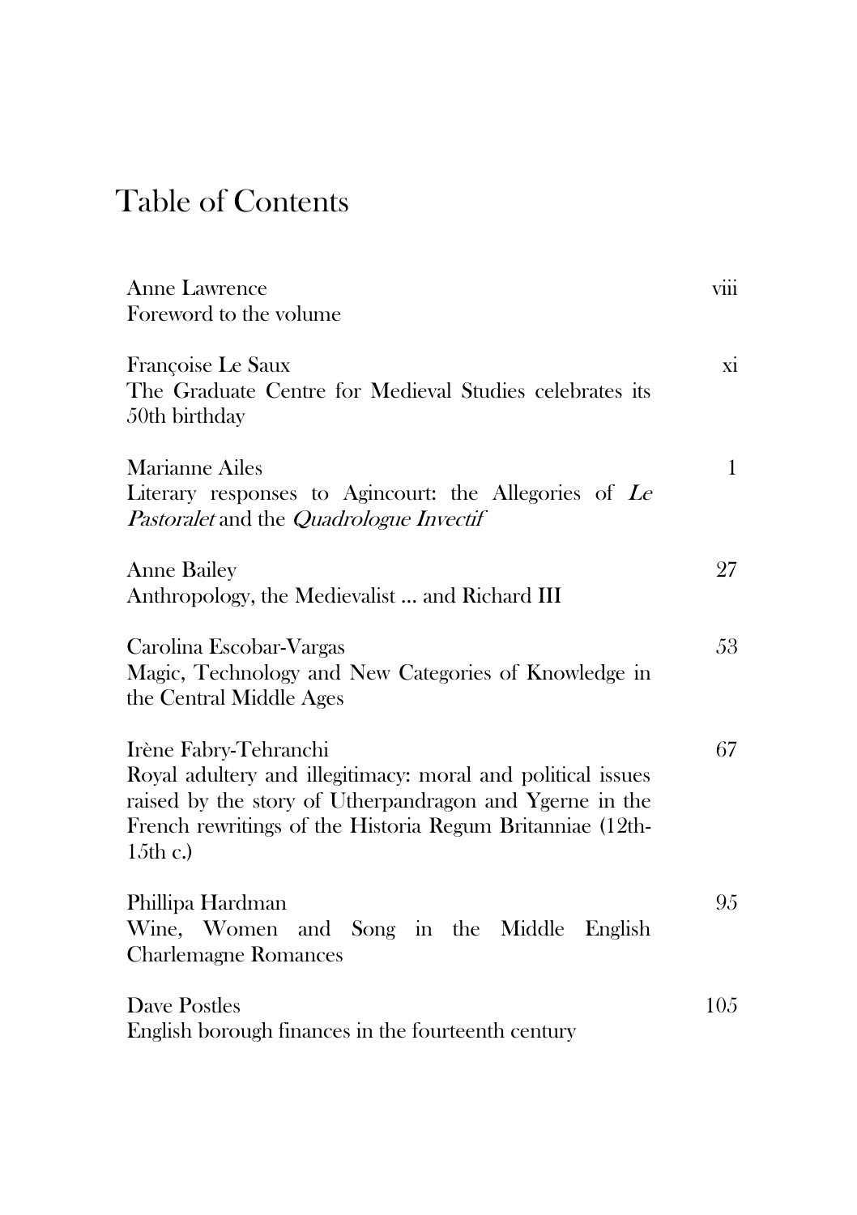# Table of Contents

| | |
|---|---|
| Anne Lawrence<br>Foreword to the volume | viii |
| Françoise Le Saux<br>The Graduate Centre for Medieval Studies celebrates its 50th birthday | xi |
| Marianne Ailes<br>Literary responses to Agincourt: the Allegories of *Le Pastoralet* and the *Quadrologue Invectif* | 1 |
| Anne Bailey<br>Anthropology, the Medievalist ... and Richard III | 27 |
| Carolina Escobar-Vargas<br>Magic, Technology and New Categories of Knowledge in the Central Middle Ages | 53 |
| Irène Fabry-Tehranchi<br>Royal adultery and illegitimacy: moral and political issues raised by the story of Utherpandragon and Ygerne in the French rewritings of the Historia Regum Britanniae (12th-15th c.) | 67 |
| Phillipa Hardman<br>Wine, Women and Song in the Middle English Charlemagne Romances | 95 |
| Dave Postles<br>English borough finances in the fourteenth century | 105 |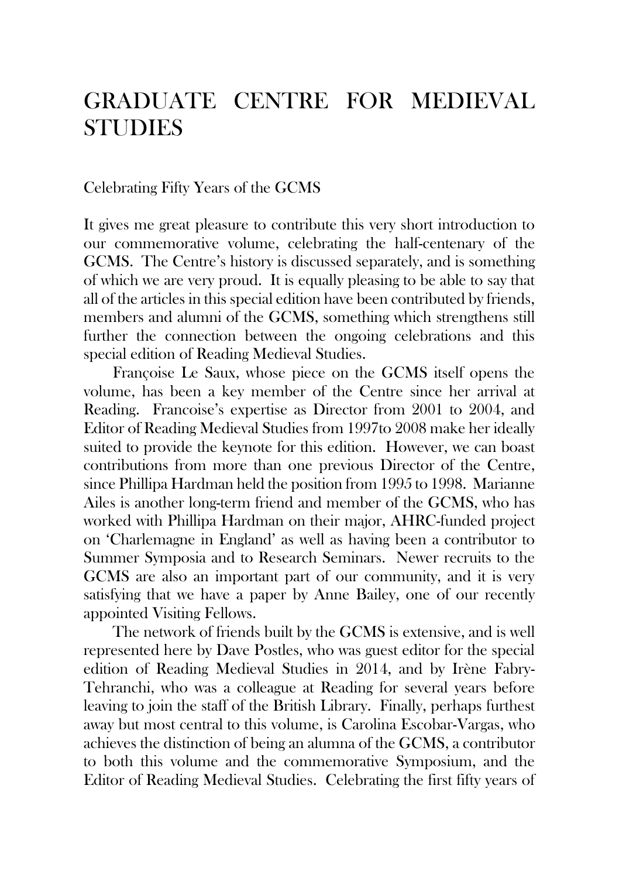# GRADUATE CENTRE FOR MEDIEVAL STUDIES

Celebrating Fifty Years of the GCMS

It gives me great pleasure to contribute this very short introduction to our commemorative volume, celebrating the half-centenary of the GCMS. The Centre's history is discussed separately, and is something of which we are very proud. It is equally pleasing to be able to say that all of the articles in this special edition have been contributed by friends, members and alumni of the GCMS, something which strengthens still further the connection between the ongoing celebrations and this special edition of Reading Medieval Studies.

Françoise Le Saux, whose piece on the GCMS itself opens the volume, has been a key member of the Centre since her arrival at Reading. Francoise's expertise as Director from 2001 to 2004, and Editor of Reading Medieval Studies from 1997to 2008 make her ideally suited to provide the keynote for this edition. However, we can boast contributions from more than one previous Director of the Centre, since Phillipa Hardman held the position from 1995 to 1998. Marianne Ailes is another long-term friend and member of the GCMS, who has worked with Phillipa Hardman on their major, AHRC-funded project on 'Charlemagne in England' as well as having been a contributor to Summer Symposia and to Research Seminars. Newer recruits to the GCMS are also an important part of our community, and it is very satisfying that we have a paper by Anne Bailey, one of our recently appointed Visiting Fellows.

The network of friends built by the GCMS is extensive, and is well represented here by Dave Postles, who was guest editor for the special edition of Reading Medieval Studies in 2014, and by Irène Fabry-Tehranchi, who was a colleague at Reading for several years before leaving to join the staff of the British Library. Finally, perhaps furthest away but most central to this volume, is Carolina Escobar-Vargas, who achieves the distinction of being an alumna of the GCMS, a contributor to both this volume and the commemorative Symposium, and the Editor of Reading Medieval Studies. Celebrating the first fifty years of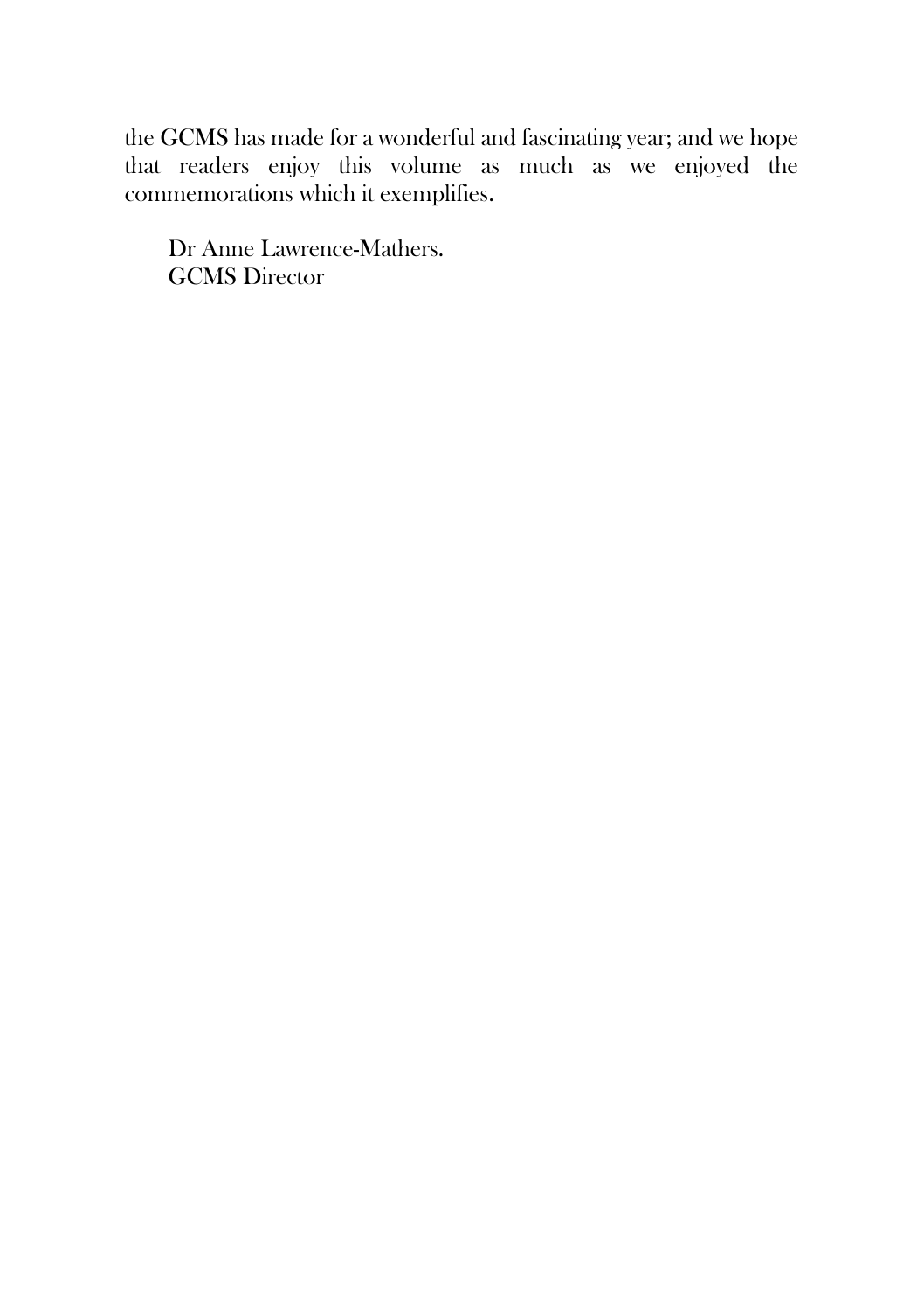the GCMS has made for a wonderful and fascinating year; and we hope that readers enjoy this volume as much as we enjoyed the commemorations which it exemplifies.

Dr Anne Lawrence-Mathers.
GCMS Director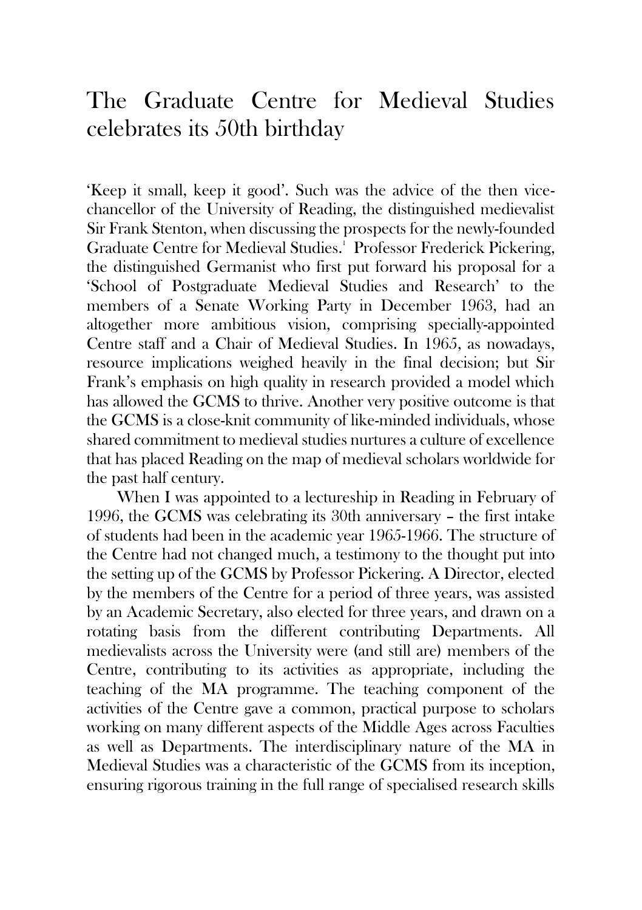# The Graduate Centre for Medieval Studies celebrates its 50th birthday

'Keep it small, keep it good'. Such was the advice of the then vice-chancellor of the University of Reading, the distinguished medievalist Sir Frank Stenton, when discussing the prospects for the newly-founded Graduate Centre for Medieval Studies.[1] Professor Frederick Pickering, the distinguished Germanist who first put forward his proposal for a 'School of Postgraduate Medieval Studies and Research' to the members of a Senate Working Party in December 1963, had an altogether more ambitious vision, comprising specially-appointed Centre staff and a Chair of Medieval Studies. In 1965, as nowadays, resource implications weighed heavily in the final decision; but Sir Frank's emphasis on high quality in research provided a model which has allowed the GCMS to thrive. Another very positive outcome is that the GCMS is a close-knit community of like-minded individuals, whose shared commitment to medieval studies nurtures a culture of excellence that has placed Reading on the map of medieval scholars worldwide for the past half century.

When I was appointed to a lectureship in Reading in February of 1996, the GCMS was celebrating its 30th anniversary – the first intake of students had been in the academic year 1965-1966. The structure of the Centre had not changed much, a testimony to the thought put into the setting up of the GCMS by Professor Pickering. A Director, elected by the members of the Centre for a period of three years, was assisted by an Academic Secretary, also elected for three years, and drawn on a rotating basis from the different contributing Departments. All medievalists across the University were (and still are) members of the Centre, contributing to its activities as appropriate, including the teaching of the MA programme. The teaching component of the activities of the Centre gave a common, practical purpose to scholars working on many different aspects of the Middle Ages across Faculties as well as Departments. The interdisciplinary nature of the MA in Medieval Studies was a characteristic of the GCMS from its inception, ensuring rigorous training in the full range of specialised research skills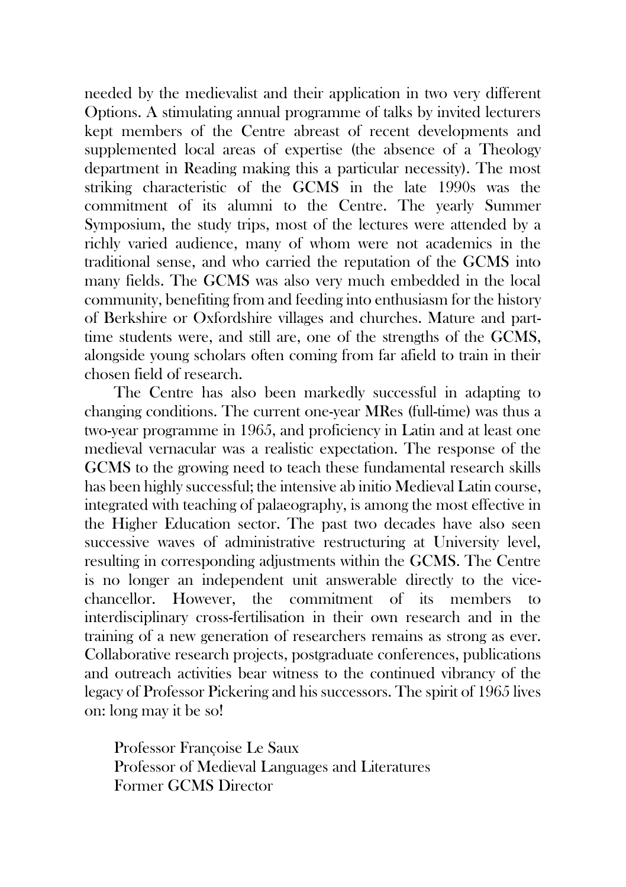needed by the medievalist and their application in two very different Options. A stimulating annual programme of talks by invited lecturers kept members of the Centre abreast of recent developments and supplemented local areas of expertise (the absence of a Theology department in Reading making this a particular necessity). The most striking characteristic of the GCMS in the late 1990s was the commitment of its alumni to the Centre. The yearly Summer Symposium, the study trips, most of the lectures were attended by a richly varied audience, many of whom were not academics in the traditional sense, and who carried the reputation of the GCMS into many fields. The GCMS was also very much embedded in the local community, benefiting from and feeding into enthusiasm for the history of Berkshire or Oxfordshire villages and churches. Mature and part-time students were, and still are, one of the strengths of the GCMS, alongside young scholars often coming from far afield to train in their chosen field of research.

The Centre has also been markedly successful in adapting to changing conditions. The current one-year MRes (full-time) was thus a two-year programme in 1965, and proficiency in Latin and at least one medieval vernacular was a realistic expectation. The response of the GCMS to the growing need to teach these fundamental research skills has been highly successful; the intensive ab initio Medieval Latin course, integrated with teaching of palaeography, is among the most effective in the Higher Education sector. The past two decades have also seen successive waves of administrative restructuring at University level, resulting in corresponding adjustments within the GCMS. The Centre is no longer an independent unit answerable directly to the vice-chancellor. However, the commitment of its members to interdisciplinary cross-fertilisation in their own research and in the training of a new generation of researchers remains as strong as ever. Collaborative research projects, postgraduate conferences, publications and outreach activities bear witness to the continued vibrancy of the legacy of Professor Pickering and his successors. The spirit of 1965 lives on: long may it be so!

Professor Françoise Le Saux
Professor of Medieval Languages and Literatures
Former GCMS Director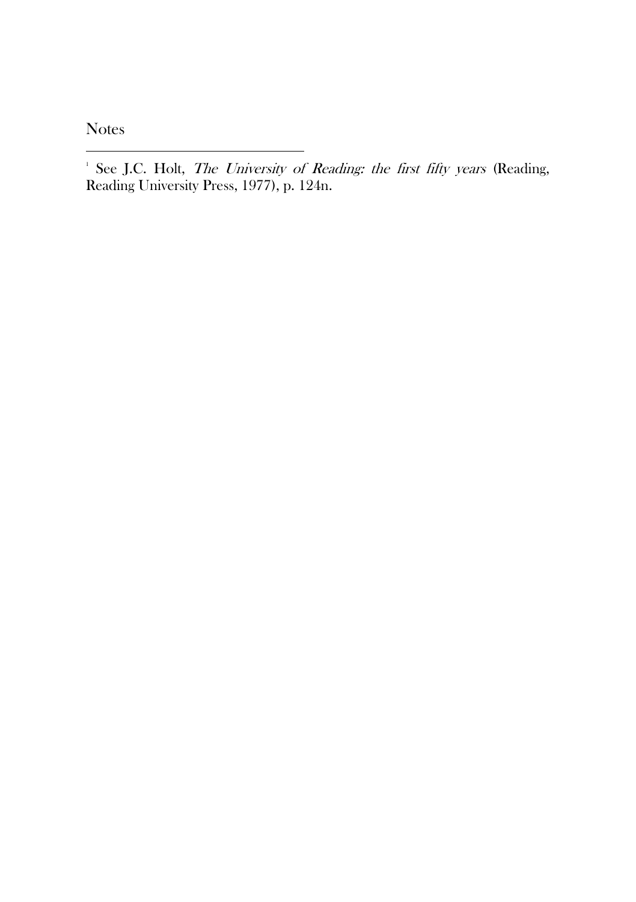Notes

[1] See J.C. Holt, *The University of Reading: the first fifty years* (Reading, Reading University Press, 1977), p. 124n.